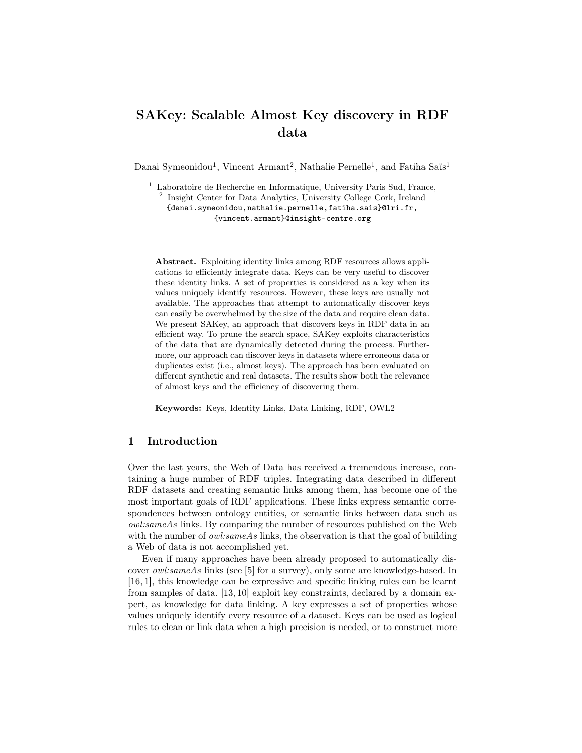# SAKey: Scalable Almost Key discovery in RDF data

Danai Symeonidou[1], Vincent Armant[2], Nathalie Pernelle[1], and Fatiha Saïs[1]

[1] Laboratoire de Recherche en Informatique, University Paris Sud, France,
[2] Insight Center for Data Analytics, University College Cork, Ireland
{danai.symeonidou,nathalie.pernelle,fatiha.sais}@lri.fr,
{vincent.armant}@insight-centre.org

**Abstract.** Exploiting identity links among RDF resources allows applications to efficiently integrate data. Keys can be very useful to discover these identity links. A set of properties is considered as a key when its values uniquely identify resources. However, these keys are usually not available. The approaches that attempt to automatically discover keys can easily be overwhelmed by the size of the data and require clean data. We present SAKey, an approach that discovers keys in RDF data in an efficient way. To prune the search space, SAKey exploits characteristics of the data that are dynamically detected during the process. Furthermore, our approach can discover keys in datasets where erroneous data or duplicates exist (i.e., almost keys). The approach has been evaluated on different synthetic and real datasets. The results show both the relevance of almost keys and the efficiency of discovering them.

**Keywords:** Keys, Identity Links, Data Linking, RDF, OWL2

## 1 Introduction

Over the last years, the Web of Data has received a tremendous increase, containing a huge number of RDF triples. Integrating data described in different RDF datasets and creating semantic links among them, has become one of the most important goals of RDF applications. These links express semantic correspondences between ontology entities, or semantic links between data such as *owl:sameAs* links. By comparing the number of resources published on the Web with the number of *owl:sameAs* links, the observation is that the goal of building a Web of data is not accomplished yet.

Even if many approaches have been already proposed to automatically discover *owl:sameAs* links (see [5] for a survey), only some are knowledge-based. In [16, 1], this knowledge can be expressive and specific linking rules can be learnt from samples of data. [13, 10] exploit key constraints, declared by a domain expert, as knowledge for data linking. A key expresses a set of properties whose values uniquely identify every resource of a dataset. Keys can be used as logical rules to clean or link data when a high precision is needed, or to construct more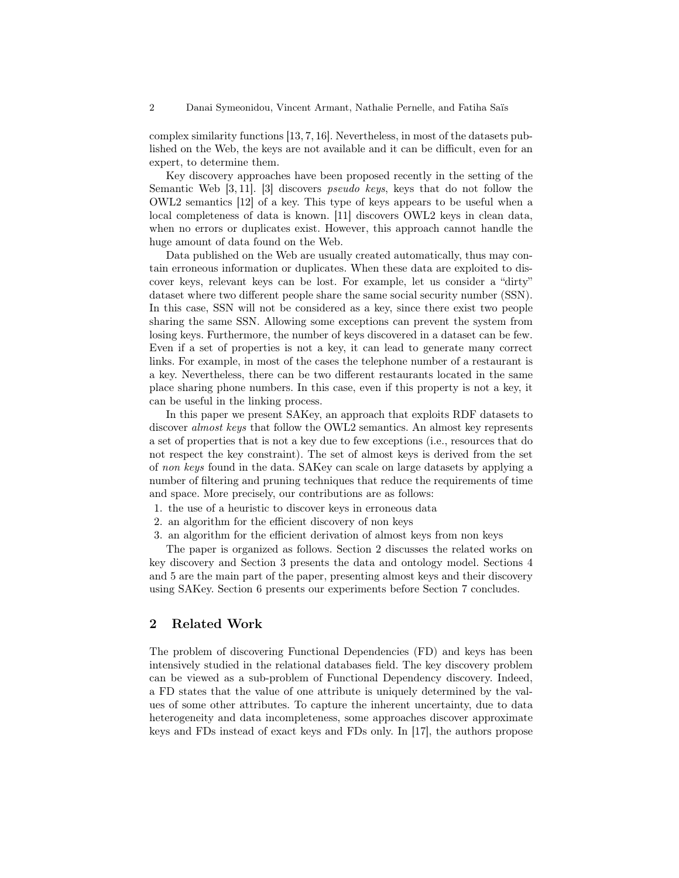complex similarity functions [13, 7, 16]. Nevertheless, in most of the datasets published on the Web, the keys are not available and it can be difficult, even for an expert, to determine them.

Key discovery approaches have been proposed recently in the setting of the Semantic Web [3, 11]. [3] discovers *pseudo keys*, keys that do not follow the OWL2 semantics [12] of a key. This type of keys appears to be useful when a local completeness of data is known. [11] discovers OWL2 keys in clean data, when no errors or duplicates exist. However, this approach cannot handle the huge amount of data found on the Web.

Data published on the Web are usually created automatically, thus may contain erroneous information or duplicates. When these data are exploited to discover keys, relevant keys can be lost. For example, let us consider a "dirty" dataset where two different people share the same social security number (SSN). In this case, SSN will not be considered as a key, since there exist two people sharing the same SSN. Allowing some exceptions can prevent the system from losing keys. Furthermore, the number of keys discovered in a dataset can be few. Even if a set of properties is not a key, it can lead to generate many correct links. For example, in most of the cases the telephone number of a restaurant is a key. Nevertheless, there can be two different restaurants located in the same place sharing phone numbers. In this case, even if this property is not a key, it can be useful in the linking process.

In this paper we present SAKey, an approach that exploits RDF datasets to discover *almost keys* that follow the OWL2 semantics. An almost key represents a set of properties that is not a key due to few exceptions (i.e., resources that do not respect the key constraint). The set of almost keys is derived from the set of *non keys* found in the data. SAKey can scale on large datasets by applying a number of filtering and pruning techniques that reduce the requirements of time and space. More precisely, our contributions are as follows:

1. the use of a heuristic to discover keys in erroneous data
2. an algorithm for the efficient discovery of non keys
3. an algorithm for the efficient derivation of almost keys from non keys

The paper is organized as follows. Section 2 discusses the related works on key discovery and Section 3 presents the data and ontology model. Sections 4 and 5 are the main part of the paper, presenting almost keys and their discovery using SAKey. Section 6 presents our experiments before Section 7 concludes.

## 2 Related Work

The problem of discovering Functional Dependencies (FD) and keys has been intensively studied in the relational databases field. The key discovery problem can be viewed as a sub-problem of Functional Dependency discovery. Indeed, a FD states that the value of one attribute is uniquely determined by the values of some other attributes. To capture the inherent uncertainty, due to data heterogeneity and data incompleteness, some approaches discover approximate keys and FDs instead of exact keys and FDs only. In [17], the authors propose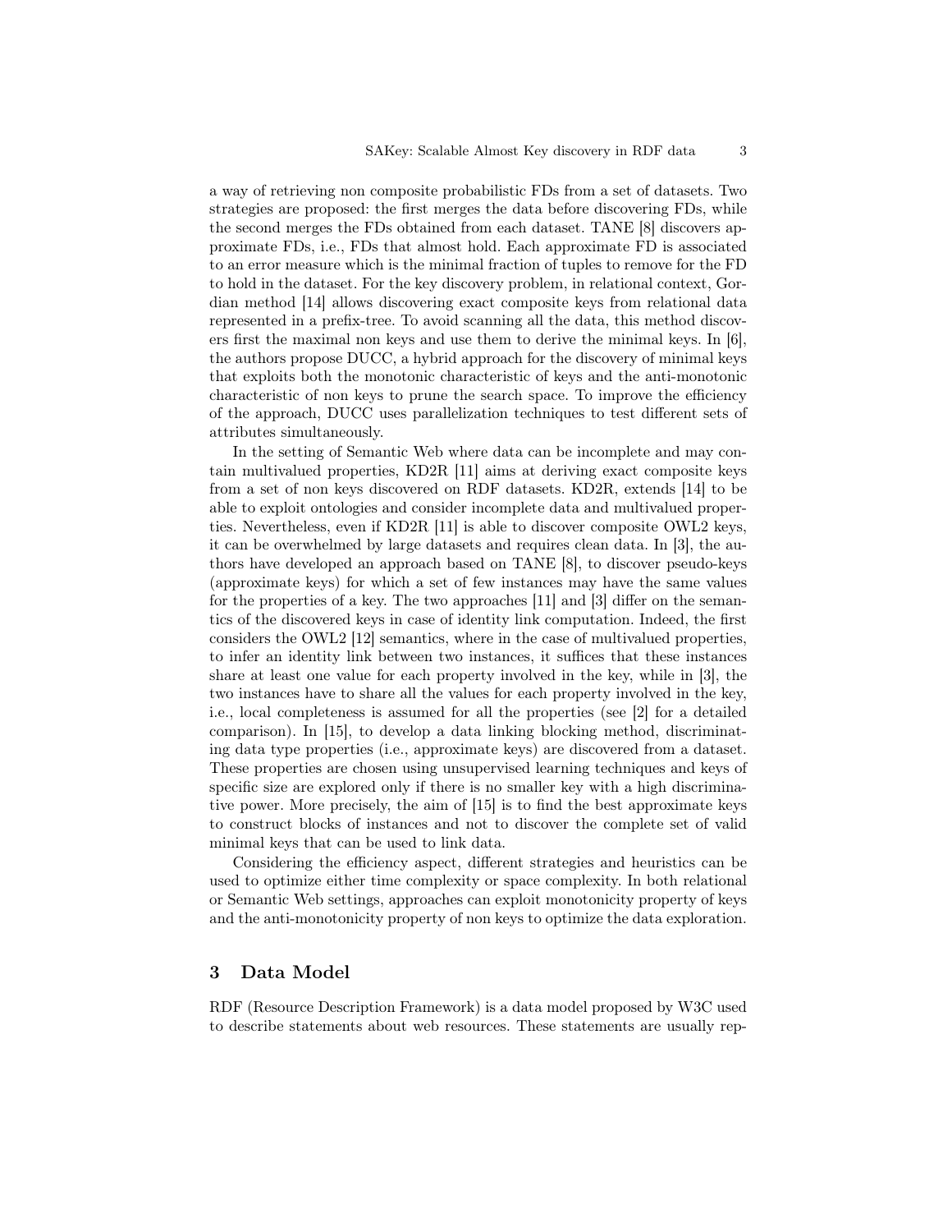a way of retrieving non composite probabilistic FDs from a set of datasets. Two strategies are proposed: the first merges the data before discovering FDs, while the second merges the FDs obtained from each dataset. TANE [8] discovers approximate FDs, i.e., FDs that almost hold. Each approximate FD is associated to an error measure which is the minimal fraction of tuples to remove for the FD to hold in the dataset. For the key discovery problem, in relational context, Gordian method [14] allows discovering exact composite keys from relational data represented in a prefix-tree. To avoid scanning all the data, this method discovers first the maximal non keys and use them to derive the minimal keys. In [6], the authors propose DUCC, a hybrid approach for the discovery of minimal keys that exploits both the monotonic characteristic of keys and the anti-monotonic characteristic of non keys to prune the search space. To improve the efficiency of the approach, DUCC uses parallelization techniques to test different sets of attributes simultaneously.

In the setting of Semantic Web where data can be incomplete and may contain multivalued properties, KD2R [11] aims at deriving exact composite keys from a set of non keys discovered on RDF datasets. KD2R, extends [14] to be able to exploit ontologies and consider incomplete data and multivalued properties. Nevertheless, even if KD2R [11] is able to discover composite OWL2 keys, it can be overwhelmed by large datasets and requires clean data. In [3], the authors have developed an approach based on TANE [8], to discover pseudo-keys (approximate keys) for which a set of few instances may have the same values for the properties of a key. The two approaches [11] and [3] differ on the semantics of the discovered keys in case of identity link computation. Indeed, the first considers the OWL2 [12] semantics, where in the case of multivalued properties, to infer an identity link between two instances, it suffices that these instances share at least one value for each property involved in the key, while in [3], the two instances have to share all the values for each property involved in the key, i.e., local completeness is assumed for all the properties (see [2] for a detailed comparison). In [15], to develop a data linking blocking method, discriminating data type properties (i.e., approximate keys) are discovered from a dataset. These properties are chosen using unsupervised learning techniques and keys of specific size are explored only if there is no smaller key with a high discriminative power. More precisely, the aim of [15] is to find the best approximate keys to construct blocks of instances and not to discover the complete set of valid minimal keys that can be used to link data.

Considering the efficiency aspect, different strategies and heuristics can be used to optimize either time complexity or space complexity. In both relational or Semantic Web settings, approaches can exploit monotonicity property of keys and the anti-monotonicity property of non keys to optimize the data exploration.

## 3 Data Model

RDF (Resource Description Framework) is a data model proposed by W3C used to describe statements about web resources. These statements are usually rep-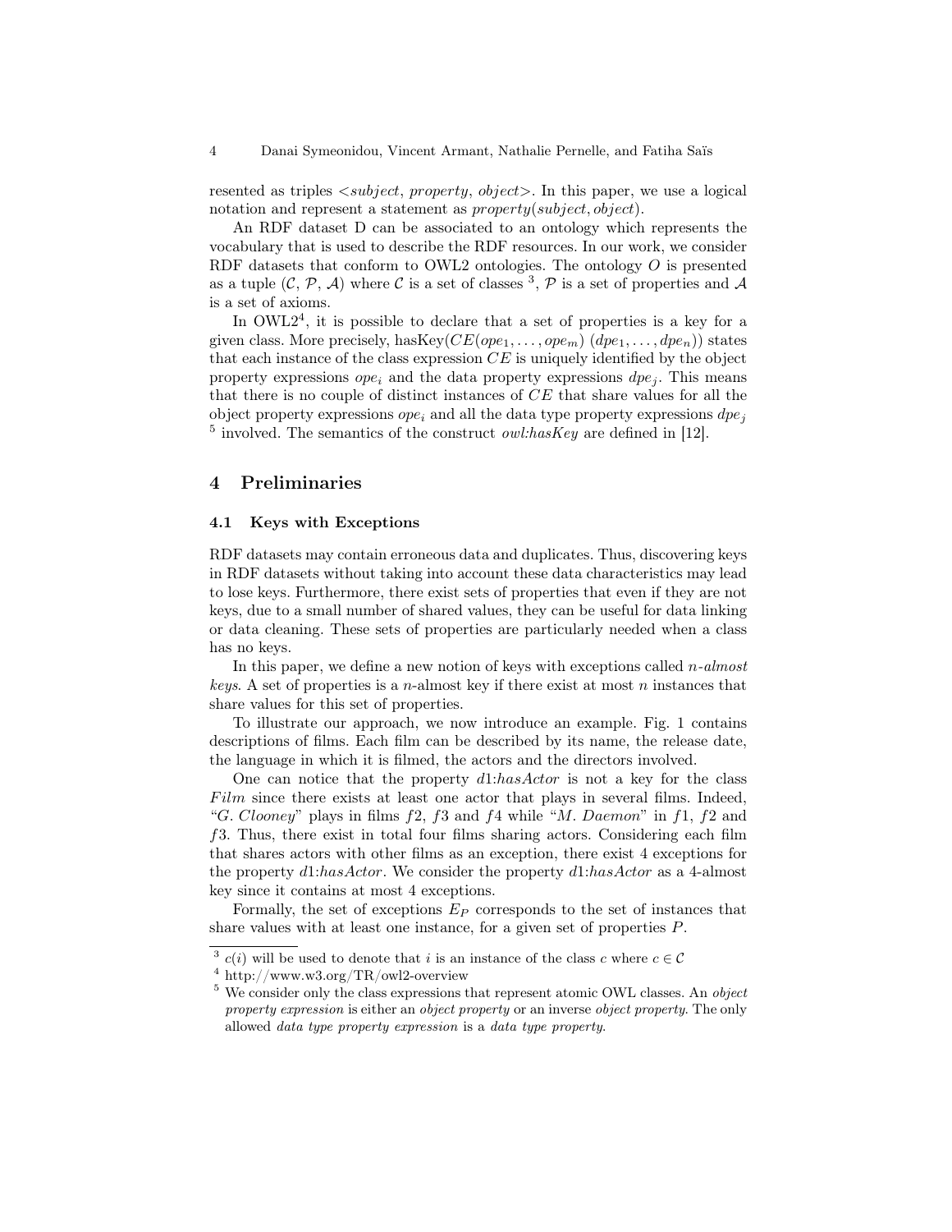resented as triples <*subject*, *property*, *object*>. In this paper, we use a logical notation and represent a statement as *property*(*subject*, *object*).

An RDF dataset D can be associated to an ontology which represents the vocabulary that is used to describe the RDF resources. In our work, we consider RDF datasets that conform to OWL2 ontologies. The ontology $O$ is presented as a tuple ($\mathcal{C}$, $\mathcal{P}$, $\mathcal{A}$) where $\mathcal{C}$ is a set of classes [3], $\mathcal{P}$ is a set of properties and $\mathcal{A}$ is a set of axioms.

In OWL2[4], it is possible to declare that a set of properties is a key for a given class. More precisely, hasKey($CE(ope_1, \ldots, ope_m)$ $(dpe_1, \ldots, dpe_n)$) states that each instance of the class expression $CE$ is uniquely identified by the object property expressions $ope_i$ and the data property expressions $dpe_j$. This means that there is no couple of distinct instances of $CE$ that share values for all the object property expressions $ope_i$ and all the data type property expressions $dpe_j$ [5] involved. The semantics of the construct *owl:hasKey* are defined in [12].

## 4 Preliminaries

### 4.1 Keys with Exceptions

RDF datasets may contain erroneous data and duplicates. Thus, discovering keys in RDF datasets without taking into account these data characteristics may lead to lose keys. Furthermore, there exist sets of properties that even if they are not keys, due to a small number of shared values, they can be useful for data linking or data cleaning. These sets of properties are particularly needed when a class has no keys.

In this paper, we define a new notion of keys with exceptions called *n-almost keys*. A set of properties is a $n$-almost key if there exist at most $n$ instances that share values for this set of properties.

To illustrate our approach, we now introduce an example. Fig. 1 contains descriptions of films. Each film can be described by its name, the release date, the language in which it is filmed, the actors and the directors involved.

One can notice that the property *d*1:*hasActor* is not a key for the class *Film* since there exists at least one actor that plays in several films. Indeed, "*G. Clooney*" plays in films $f2$, $f3$ and $f4$ while "*M. Daemon*" in $f1$, $f2$ and $f3$. Thus, there exist in total four films sharing actors. Considering each film that shares actors with other films as an exception, there exist 4 exceptions for the property *d*1:*hasActor*. We consider the property *d*1:*hasActor* as a 4-almost key since it contains at most 4 exceptions.

Formally, the set of exceptions $E_P$ corresponds to the set of instances that share values with at least one instance, for a given set of properties $P$.

[3] $c(i)$ will be used to denote that $i$ is an instance of the class $c$ where $c \in \mathcal{C}$

[4] http://www.w3.org/TR/owl2-overview

[5] We consider only the class expressions that represent atomic OWL classes. An *object property expression* is either an *object property* or an inverse *object property*. The only allowed *data type property expression* is a *data type property*.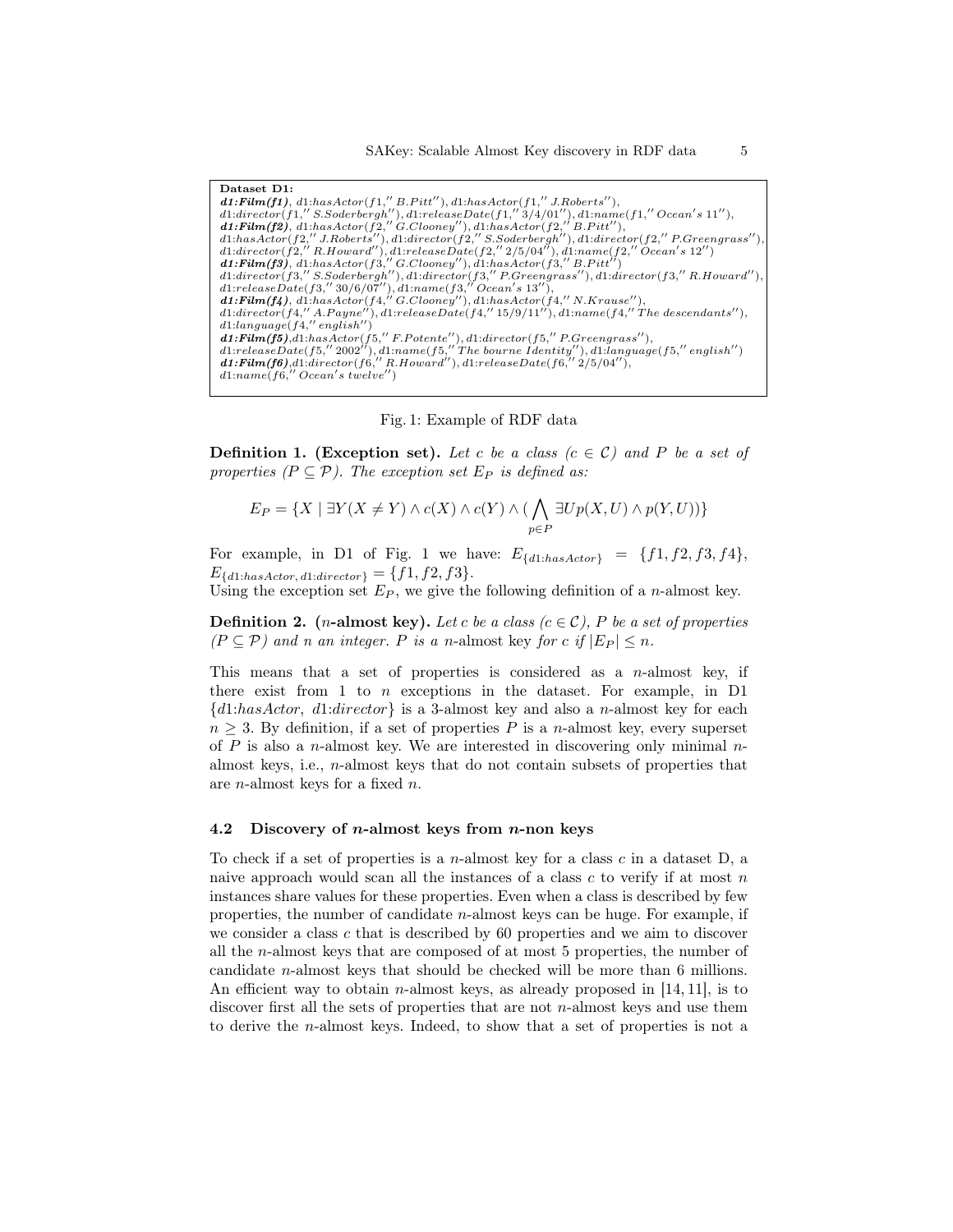**Dataset D1:**
***d1:Film(f1)***, d1:*hasActor*(f1,″ B.Pitt″), d1:*hasActor*(f1,″ J.Roberts″),
d1:*director*(f1,″ S.Soderbergh″), d1:*releaseDate*(f1,″ 3/4/01″), d1:*name*(f1,″ Ocean′s 11″),
***d1:Film(f2)***, d1:*hasActor*(f2,″ G.Clooney″), d1:*hasActor*(f2,″ B.Pitt″),
d1:*hasActor*(f2,″ J.Roberts″), d1:*director*(f2,″ S.Soderbergh″), d1:*director*(f2,″ P.Greengrass″),
d1:*director*(f2,″ R.Howard″), d1:*releaseDate*(f2,″ 2/5/04″), d1:*name*(f2,″ Ocean′s 12″)
***d1:Film(f3)***, d1:*hasActor*(f3,″ G.Clooney″), d1:*hasActor*(f3,″ B.Pitt″)
d1:*director*(f3,″ S.Soderbergh″), d1:*director*(f3,″ P.Greengrass″), d1:*director*(f3,″ R.Howard″),
d1:*releaseDate*(f3,″ 30/6/07″), d1:*name*(f3,″ Ocean′s 13″),
***d1:Film(f4)***, d1:*hasActor*(f4,″ G.Clooney″), d1:*hasActor*(f4,″ N.Krause″),
d1:*director*(f4,″ A.Payne″), d1:*releaseDate*(f4,″ 15/9/11″), d1:*name*(f4,″ The descendants″),
d1:*language*(f4,″ english″)
***d1:Film(f5)***, d1:*hasActor*(f5,″ F.Potente″), d1:*director*(f5,″ P.Greengrass″),
d1:*releaseDate*(f5,″ 2002″), d1:*name*(f5,″ The bourne Identity″), d1:*language*(f5,″ english″)
***d1:Film(f6)***, d1:*director*(f6,″ R.Howard″), d1:*releaseDate*(f6,″ 2/5/04″),
d1:*name*(f6,″ Ocean′s twelve″)

Fig. 1: Example of RDF data

**Definition 1. (Exception set).** *Let c be a class ($c \in \mathcal{C}$) and P be a set of properties ($P \subseteq \mathcal{P}$). The exception set $E_P$ is defined as:*

$$E_P = \{X \mid \exists Y (X \neq Y) \wedge c(X) \wedge c(Y) \wedge (\bigwedge_{p \in P} \exists U p(X, U) \wedge p(Y, U))\}$$

For example, in D1 of Fig. 1 we have: $E_{\{d1:hasActor\}} = \{f1, f2, f3, f4\}$, $E_{\{d1:hasActor,\, d1:director\}} = \{f1, f2, f3\}$.
Using the exception set $E_P$, we give the following definition of a $n$-almost key.

**Definition 2. ($n$-almost key).** *Let c be a class ($c \in \mathcal{C}$), P be a set of properties ($P \subseteq \mathcal{P}$) and n an integer. P is a n-almost key for c if $|E_P| \leq n$.*

This means that a set of properties is considered as a $n$-almost key, if there exist from 1 to $n$ exceptions in the dataset. For example, in D1 {d1:*hasActor*, d1:*director*} is a 3-almost key and also a $n$-almost key for each $n \geq 3$. By definition, if a set of properties $P$ is a $n$-almost key, every superset of $P$ is also a $n$-almost key. We are interested in discovering only minimal $n$-almost keys, i.e., $n$-almost keys that do not contain subsets of properties that are $n$-almost keys for a fixed $n$.

### 4.2 Discovery of $n$-almost keys from $n$-non keys

To check if a set of properties is a $n$-almost key for a class $c$ in a dataset D, a naive approach would scan all the instances of a class $c$ to verify if at most $n$ instances share values for these properties. Even when a class is described by few properties, the number of candidate $n$-almost keys can be huge. For example, if we consider a class $c$ that is described by 60 properties and we aim to discover all the $n$-almost keys that are composed of at most 5 properties, the number of candidate $n$-almost keys that should be checked will be more than 6 millions. An efficient way to obtain $n$-almost keys, as already proposed in [14, 11], is to discover first all the sets of properties that are not $n$-almost keys and use them to derive the $n$-almost keys. Indeed, to show that a set of properties is not a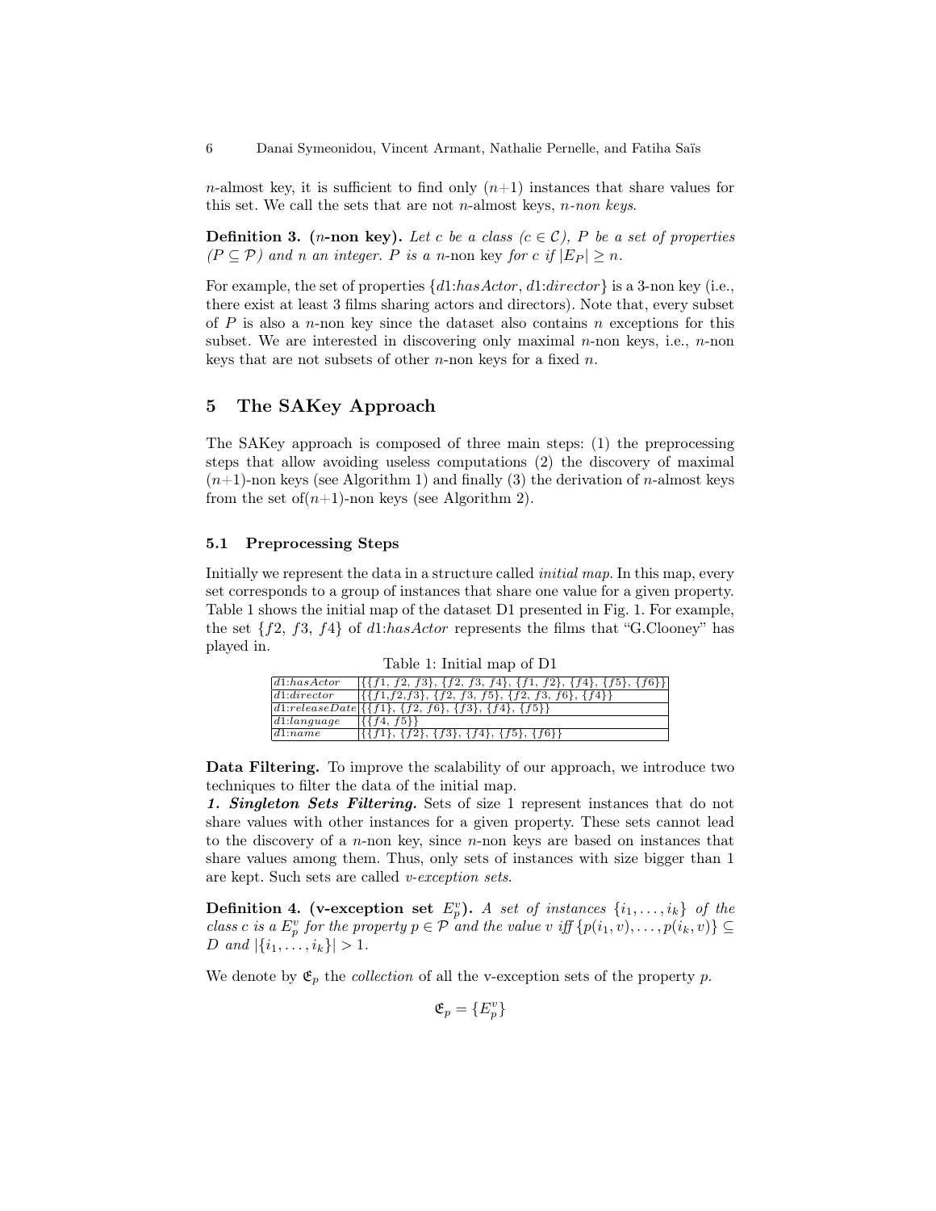$n$-almost key, it is sufficient to find only ($n$+1) instances that share values for this set. We call the sets that are not $n$-almost keys, *n-non keys*.

**Definition 3. ($n$-non key).** *Let $c$ be a class ($c \in \mathcal{C}$), $P$ be a set of properties ($P \subseteq \mathcal{P}$) and $n$ an integer. $P$ is a* $n$-non key *for $c$ if $|E_P| \geq n$.*

For example, the set of properties {*d*1:*hasActor*, *d*1:*director*} is a 3-non key (i.e., there exist at least 3 films sharing actors and directors). Note that, every subset of $P$ is also a $n$-non key since the dataset also contains $n$ exceptions for this subset. We are interested in discovering only maximal $n$-non keys, i.e., $n$-non keys that are not subsets of other $n$-non keys for a fixed $n$.

## 5 The SAKey Approach

The SAKey approach is composed of three main steps: (1) the preprocessing steps that allow avoiding useless computations (2) the discovery of maximal ($n$+1)-non keys (see Algorithm 1) and finally (3) the derivation of $n$-almost keys from the set of($n$+1)-non keys (see Algorithm 2).

### 5.1 Preprocessing Steps

Initially we represent the data in a structure called *initial map*. In this map, every set corresponds to a group of instances that share one value for a given property. Table 1 shows the initial map of the dataset D1 presented in Fig. 1. For example, the set {*f*2, *f*3, *f*4} of *d*1:*hasActor* represents the films that "G.Clooney" has played in.

Table 1: Initial map of D1

| | |
|---|---|
| *d*1:*hasActor* | {{*f*1, *f*2, *f*3}, {*f*2, *f*3, *f*4}, {*f*1, *f*2}, {*f*4}, {*f*5}, {*f*6}} |
| *d*1:*director* | {{*f*1,*f*2,*f*3}, {*f*2, *f*3, *f*5}, {*f*2, *f*3, *f*6}, {*f*4}} |
| *d*1:*releaseDate* | {{*f*1}, {*f*2, *f*6}, {*f*3}, {*f*4}, {*f*5}} |
| *d*1:*language* | {{*f*4, *f*5}} |
| *d*1:*name* | {{*f*1}, {*f*2}, {*f*3}, {*f*4}, {*f*5}, {*f*6}} |

**Data Filtering.** To improve the scalability of our approach, we introduce two techniques to filter the data of the initial map.

***1. Singleton Sets Filtering.*** Sets of size 1 represent instances that do not share values with other instances for a given property. These sets cannot lead to the discovery of a $n$-non key, since $n$-non keys are based on instances that share values among them. Thus, only sets of instances with size bigger than 1 are kept. Such sets are called *v-exception sets*.

**Definition 4. (v-exception set $E_p^v$).** *A set of instances $\{i_1, \ldots, i_k\}$ of the class $c$ is a $E_p^v$ for the property $p \in \mathcal{P}$ and the value $v$ iff $\{p(i_1, v), \ldots, p(i_k, v)\} \subseteq D$ and $|\{i_1, \ldots, i_k\}| > 1$.*

We denote by $\mathfrak{E}_p$ the *collection* of all the v-exception sets of the property $p$.

$$\mathfrak{E}_p = \{E_p^v\}$$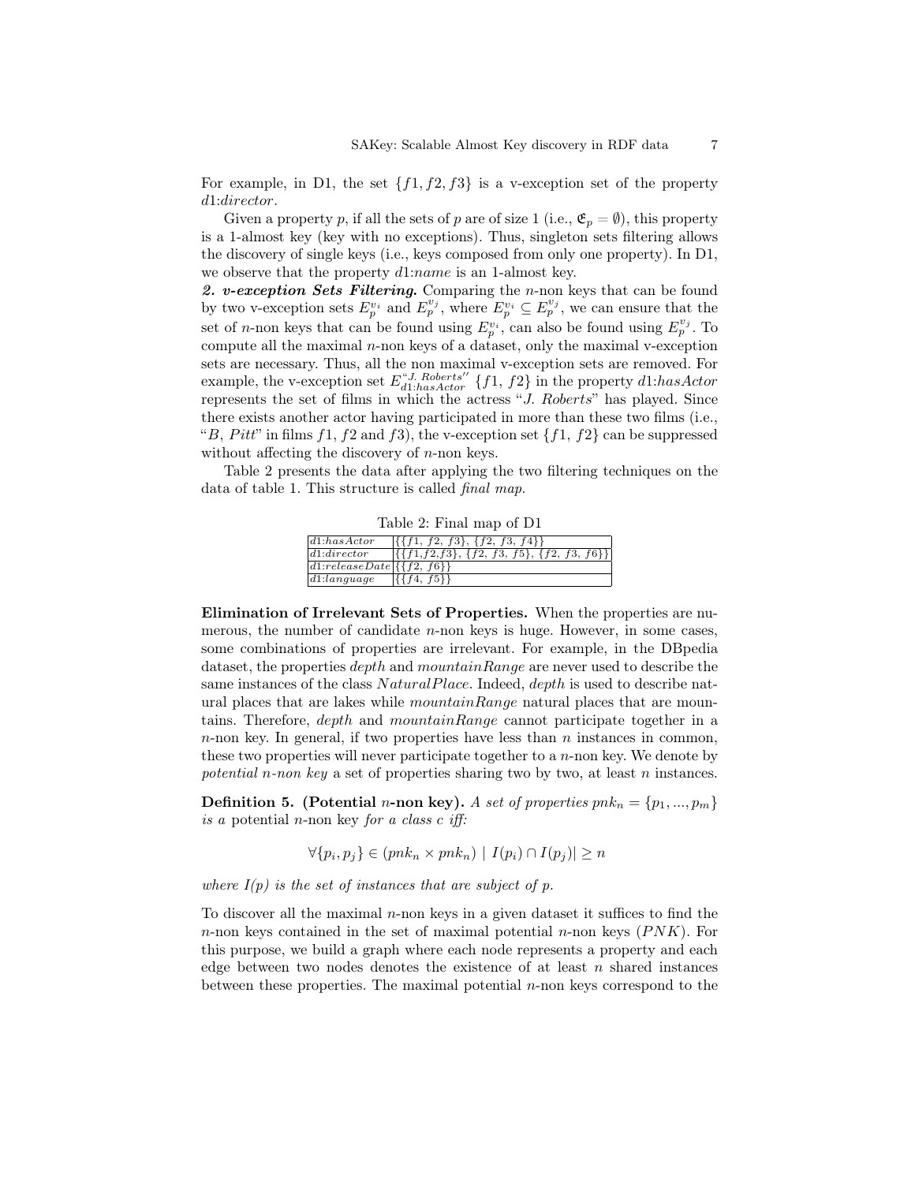For example, in D1, the set $\{f1, f2, f3\}$ is a v-exception set of the property $d1{:}director$.

Given a property $p$, if all the sets of $p$ are of size 1 (i.e., $\mathfrak{E}_p = \emptyset$), this property is a 1-almost key (key with no exceptions). Thus, singleton sets filtering allows the discovery of single keys (i.e., keys composed from only one property). In D1, we observe that the property $d1{:}name$ is an 1-almost key.

***2. v-exception Sets Filtering.*** Comparing the $n$-non keys that can be found by two v-exception sets $E_p^{v_i}$ and $E_p^{v_j}$, where $E_p^{v_i} \subseteq E_p^{v_j}$, we can ensure that the set of $n$-non keys that can be found using $E_p^{v_i}$, can also be found using $E_p^{v_j}$. To compute all the maximal $n$-non keys of a dataset, only the maximal v-exception sets are necessary. Thus, all the non maximal v-exception sets are removed. For example, the v-exception set $E_{d1:hasActor}^{\text{"}J.\ Roberts\text{''}}$ $\{f1,\ f2\}$ in the property $d1{:}hasActor$ represents the set of films in which the actress "*J. Roberts*" has played. Since there exists another actor having participated in more than these two films (i.e., "*B, Pitt*" in films $f1$, $f2$ and $f3$), the v-exception set $\{f1,\ f2\}$ can be suppressed without affecting the discovery of $n$-non keys.

Table 2 presents the data after applying the two filtering techniques on the data of table 1. This structure is called *final map*.

Table 2: Final map of D1

| | |
|---|---|
| *d1:hasActor* | $\{\{f1,\ f2,\ f3\},\ \{f2,\ f3,\ f4\}\}$ |
| *d1:director* | $\{\{f1, f2, f3\},\ \{f2,\ f3,\ f5\},\ \{f2,\ f3,\ f6\}\}$ |
| *d1:releaseDate* | $\{\{f2,\ f6\}\}$ |
| *d1:language* | $\{\{f4,\ f5\}\}$ |

**Elimination of Irrelevant Sets of Properties.** When the properties are numerous, the number of candidate $n$-non keys is huge. However, in some cases, some combinations of properties are irrelevant. For example, in the DBpedia dataset, the properties *depth* and *mountainRange* are never used to describe the same instances of the class $NaturalPlace$. Indeed, *depth* is used to describe natural places that are lakes while *mountainRange* natural places that are mountains. Therefore, *depth* and *mountainRange* cannot participate together in a $n$-non key. In general, if two properties have less than $n$ instances in common, these two properties will never participate together to a $n$-non key. We denote by *potential n-non key* a set of properties sharing two by two, at least $n$ instances.

**Definition 5. (Potential $n$-non key).** *A set of properties $pnk_n = \{p_1, ..., p_m\}$ is a* potential $n$-non key *for a class $c$ iff:*

$$\forall \{p_i, p_j\} \in (pnk_n \times pnk_n) \mid I(p_i) \cap I(p_j)| \geq n$$

*where $I(p)$ is the set of instances that are subject of $p$.*

To discover all the maximal $n$-non keys in a given dataset it suffices to find the $n$-non keys contained in the set of maximal potential $n$-non keys ($PNK$). For this purpose, we build a graph where each node represents a property and each edge between two nodes denotes the existence of at least $n$ shared instances between these properties. The maximal potential $n$-non keys correspond to the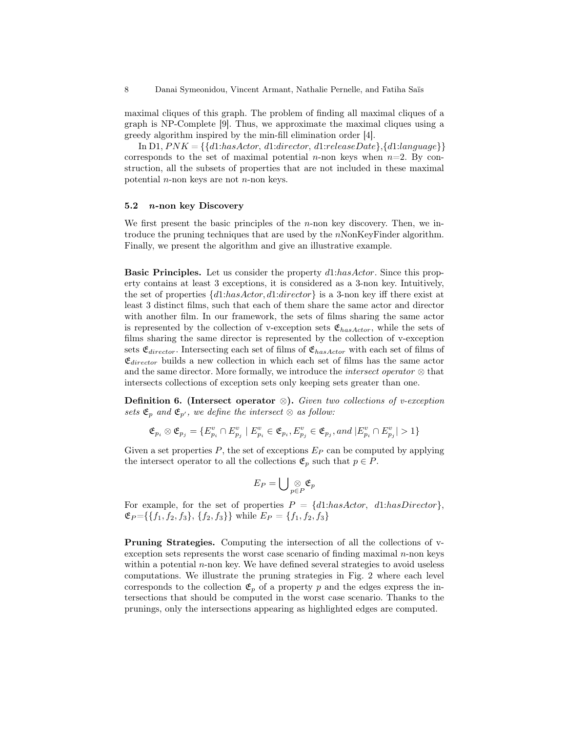maximal cliques of this graph. The problem of finding all maximal cliques of a graph is NP-Complete [9]. Thus, we approximate the maximal cliques using a greedy algorithm inspired by the min-fill elimination order [4].

In D1, $PNK = \{\{d1{:}hasActor,\ d1{:}director,\ d1{:}releaseDate\},\{d1{:}language\}\}$ corresponds to the set of maximal potential $n$-non keys when $n$=2. By construction, all the subsets of properties that are not included in these maximal potential $n$-non keys are not $n$-non keys.

### 5.2 $n$-non key Discovery

We first present the basic principles of the $n$-non key discovery. Then, we introduce the pruning techniques that are used by the $n$NonKeyFinder algorithm. Finally, we present the algorithm and give an illustrative example.

**Basic Principles.** Let us consider the property $d1{:}hasActor$. Since this property contains at least 3 exceptions, it is considered as a 3-non key. Intuitively, the set of properties $\{d1{:}hasActor, d1{:}director\}$ is a 3-non key iff there exist at least 3 distinct films, such that each of them share the same actor and director with another film. In our framework, the sets of films sharing the same actor is represented by the collection of v-exception sets $\mathfrak{E}_{hasActor}$, while the sets of films sharing the same director is represented by the collection of v-exception sets $\mathfrak{E}_{director}$. Intersecting each set of films of $\mathfrak{E}_{hasActor}$ with each set of films of $\mathfrak{E}_{director}$ builds a new collection in which each set of films has the same actor and the same director. More formally, we introduce the *intersect operator* $\otimes$ that intersects collections of exception sets only keeping sets greater than one.

**Definition 6. (Intersect operator $\otimes$).** *Given two collections of v-exception sets $\mathfrak{E}_p$ and $\mathfrak{E}_{p'}$, we define the intersect $\otimes$ as follow:*

$$\mathfrak{E}_{p_i} \otimes \mathfrak{E}_{p_j} = \{E^v_{p_i} \cap E^v_{p_j} \mid E^v_{p_i} \in \mathfrak{E}_{p_i}, E^v_{p_j} \in \mathfrak{E}_{p_j}, and\ |E^v_{p_i} \cap E^v_{p_j}| > 1\}$$

Given a set properties $P$, the set of exceptions $E_P$ can be computed by applying the intersect operator to all the collections $\mathfrak{E}_p$ such that $p \in P$.

$$E_P = \bigcup \underset{p \in P}{\otimes} \mathfrak{E}_p$$

For example, for the set of properties $P = \{d1{:}hasActor,\ d1{:}hasDirector\}$, $\mathfrak{E}_P$=$\{\{f_1, f_2, f_3\}, \{f_2, f_3\}\}$ while $E_P = \{f_1, f_2, f_3\}$

**Pruning Strategies.** Computing the intersection of all the collections of v-exception sets represents the worst case scenario of finding maximal $n$-non keys within a potential $n$-non key. We have defined several strategies to avoid useless computations. We illustrate the pruning strategies in Fig. 2 where each level corresponds to the collection $\mathfrak{E}_p$ of a property $p$ and the edges express the intersections that should be computed in the worst case scenario. Thanks to the prunings, only the intersections appearing as highlighted edges are computed.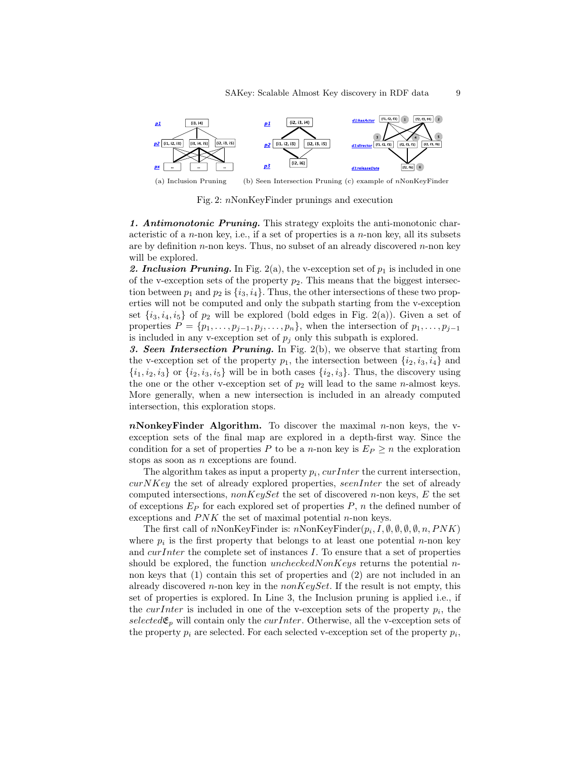p1 {i3, i4}

p2 {i1, i2, i3} {i3, i4, i5} {i2, i3, i5}

px ... ... ...

(a) Inclusion Pruning

p1 {i2, i3, i4}

p2 {i1, i2, i3} {i2, i3, i5}

p3 {i2, i6}

(b) Seen Intersection Pruning

d1:hasActor {f1, f2, f3} 1 {f2, f3, f4} 2

3 4 5

d1:director {f1, f2, f3} {f2, f3, f5} {f2, f3, f6}

d1:releaseDate {f2, f6} 6

(c) example of $n$NonKeyFinder

Fig. 2: $n$NonKeyFinder prunings and execution

***1. Antimonotonic Pruning.*** This strategy exploits the anti-monotonic characteristic of a $n$-non key, i.e., if a set of properties is a $n$-non key, all its subsets are by definition $n$-non keys. Thus, no subset of an already discovered $n$-non key will be explored.

***2. Inclusion Pruning.*** In Fig. 2(a), the v-exception set of $p_1$ is included in one of the v-exception sets of the property $p_2$. This means that the biggest intersection between $p_1$ and $p_2$ is $\{i_3, i_4\}$. Thus, the other intersections of these two properties will not be computed and only the subpath starting from the v-exception set $\{i_3, i_4, i_5\}$ of $p_2$ will be explored (bold edges in Fig. 2(a)). Given a set of properties $P = \{p_1, \ldots, p_{j-1}, p_j, \ldots, p_n\}$, when the intersection of $p_1, \ldots, p_{j-1}$ is included in any v-exception set of $p_j$ only this subpath is explored.

***3. Seen Intersection Pruning.*** In Fig. 2(b), we observe that starting from the v-exception set of the property $p_1$, the intersection between $\{i_2, i_3, i_4\}$ and $\{i_1, i_2, i_3\}$ or $\{i_2, i_3, i_5\}$ will be in both cases $\{i_2, i_3\}$. Thus, the discovery using the one or the other v-exception set of $p_2$ will lead to the same $n$-almost keys. More generally, when a new intersection is included in an already computed intersection, this exploration stops.

**$n$NonkeyFinder Algorithm.** To discover the maximal $n$-non keys, the v-exception sets of the final map are explored in a depth-first way. Since the condition for a set of properties $P$ to be a $n$-non key is $E_P \geq n$ the exploration stops as soon as $n$ exceptions are found.

The algorithm takes as input a property $p_i$, $curInter$ the current intersection, $curNKey$ the set of already explored properties, $seenInter$ the set of already computed intersections, $nonKeySet$ the set of discovered $n$-non keys, $E$ the set of exceptions $E_P$ for each explored set of properties $P$, $n$ the defined number of exceptions and $PNK$ the set of maximal potential $n$-non keys.

The first call of $n$NonKeyFinder is: $n\text{NonKeyFinder}(p_i, I, \emptyset, \emptyset, \emptyset, \emptyset, n, PNK)$ where $p_i$ is the first property that belongs to at least one potential $n$-non key and $curInter$ the complete set of instances $I$. To ensure that a set of properties should be explored, the function $uncheckedNonKeys$ returns the potential $n$-non keys that (1) contain this set of properties and (2) are not included in an already discovered $n$-non key in the $nonKeySet$. If the result is not empty, this set of properties is explored. In Line 3, the Inclusion pruning is applied i.e., if the $curInter$ is included in one of the v-exception sets of the property $p_i$, the $selected\mathfrak{E}_p$ will contain only the $curInter$. Otherwise, all the v-exception sets of the property $p_i$ are selected. For each selected v-exception set of the property $p_i$,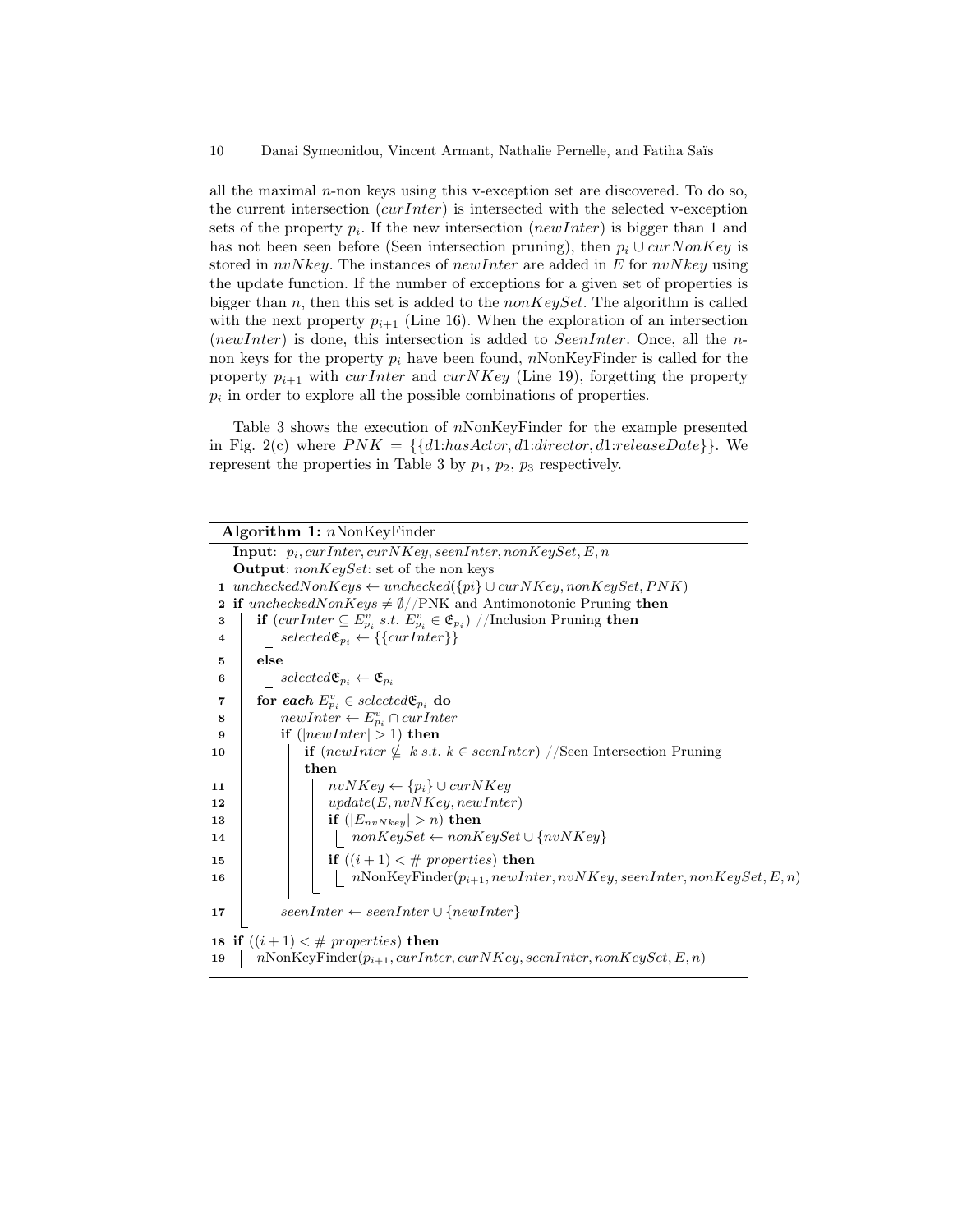all the maximal $n$-non keys using this v-exception set are discovered. To do so, the current intersection ($curInter$) is intersected with the selected v-exception sets of the property $p_i$. If the new intersection ($newInter$) is bigger than 1 and has not been seen before (Seen intersection pruning), then $p_i \cup curNonKey$ is stored in $nvNkey$. The instances of $newInter$ are added in $E$ for $nvNkey$ using the update function. If the number of exceptions for a given set of properties is bigger than $n$, then this set is added to the $nonKeySet$. The algorithm is called with the next property $p_{i+1}$ (Line 16). When the exploration of an intersection ($newInter$) is done, this intersection is added to $SeenInter$. Once, all the $n$-non keys for the property $p_i$ have been found, $n$NonKeyFinder is called for the property $p_{i+1}$ with $curInter$ and $curNKey$ (Line 19), forgetting the property $p_i$ in order to explore all the possible combinations of properties.

Table 3 shows the execution of $n$NonKeyFinder for the example presented in Fig. 2(c) where $PNK = \{\{d1{:}hasActor, d1{:}director, d1{:}releaseDate\}\}$. We represent the properties in Table 3 by $p_1$, $p_2$, $p_3$ respectively.

**Algorithm 1:** $n$NonKeyFinder

```
   Input: p_i, curInter, curNKey, seenInter, nonKeySet, E, n
   Output: nonKeySet: set of the non keys
 1 uncheckedNonKeys ← unchecked({pi} ∪ curNKey, nonKeySet, PNK)
 2 if uncheckedNonKeys ≠ ∅//PNK and Antimonotonic Pruning then
 3     if (curInter ⊆ E^v_{p_i} s.t. E^v_{p_i} ∈ 𝔈_{p_i}) //Inclusion Pruning then
 4         selected𝔈_{p_i} ← {{curInter}}
 5     else
 6         selected𝔈_{p_i} ← 𝔈_{p_i}
 7     for each E^v_{p_i} ∈ selected𝔈_{p_i} do
 8         newInter ← E^v_{p_i} ∩ curInter
 9         if (|newInter| > 1) then
10             if (newInter ⊈ k s.t. k ∈ seenInter) //Seen Intersection Pruning
               then
11                 nvNKey ← {p_i} ∪ curNKey
12                 update(E, nvNKey, newInter)
13                 if (|E_{nvNkey}| > n) then
14                     nonKeySet ← nonKeySet ∪ {nvNKey}
15                 if ((i + 1) < # properties) then
16                     nNonKeyFinder(p_{i+1}, newInter, nvNKey, seenInter, nonKeySet, E, n)
17             seenInter ← seenInter ∪ {newInter}
18 if ((i + 1) < # properties) then
19     nNonKeyFinder(p_{i+1}, curInter, curNKey, seenInter, nonKeySet, E, n)
```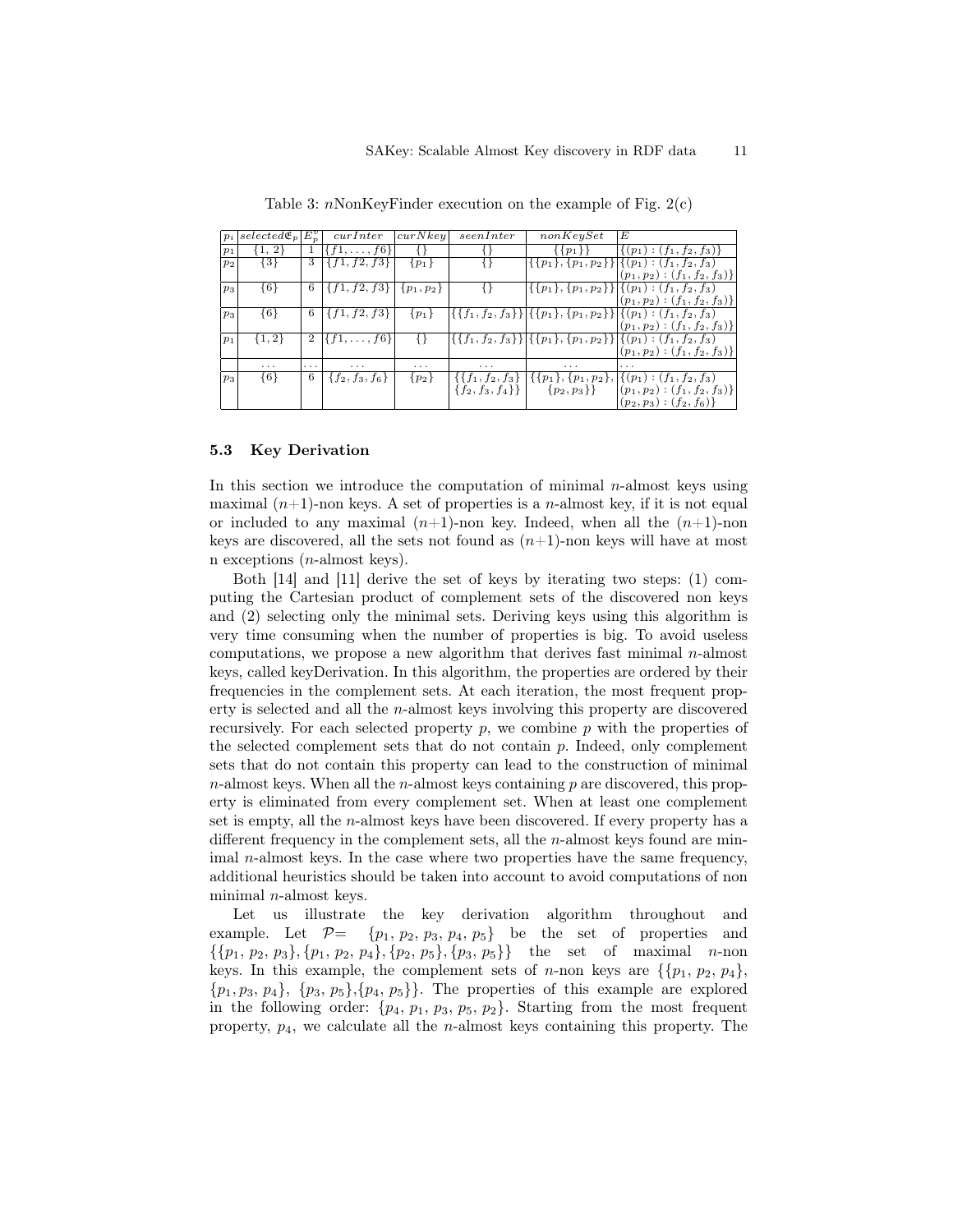Table 3: $n$NonKeyFinder execution on the example of Fig. 2(c)

| $p_i$ | $selected\mathfrak{C}_p$ | $E_p^v$ | $curInter$ | $curNkey$ | $seenInter$ | $nonKeySet$ | $E$ |
|---|---|---|---|---|---|---|---|
| $p_1$ | $\{1, 2\}$ | 1 | $\{f1, \ldots, f6\}$ | $\{\}$ | $\{\}$ | $\{\{p_1\}\}$ | $\{(p_1) : (f_1, f_2, f_3)\}$ |
| $p_2$ | $\{3\}$ | 3 | $\{f1, f2, f3\}$ | $\{p_1\}$ | $\{\}$ | $\{\{p_1\}, \{p_1, p_2\}\}$ | $\{(p_1) : (f_1, f_2, f_3)$ $(p_1, p_2) : (f_1, f_2, f_3)\}$ |
| $p_3$ | $\{6\}$ | 6 | $\{f1, f2, f3\}$ | $\{p_1, p_2\}$ | $\{\}$ | $\{\{p_1\}, \{p_1, p_2\}\}$ | $\{(p_1) : (f_1, f_2, f_3)$ $(p_1, p_2) : (f_1, f_2, f_3)\}$ |
| $p_3$ | $\{6\}$ | 6 | $\{f1, f2, f3\}$ | $\{p_1\}$ | $\{\{f_1, f_2, f_3\}\}$ | $\{\{p_1\}, \{p_1, p_2\}\}$ | $\{(p_1) : (f_1, f_2, f_3)$ $(p_1, p_2) : (f_1, f_2, f_3)\}$ |
| $p_1$ | $\{1, 2\}$ | 2 | $\{f1, \ldots, f6\}$ | $\{\}$ | $\{\{f_1, f_2, f_3\}\}$ | $\{\{p_1\}, \{p_1, p_2\}\}$ | $\{(p_1) : (f_1, f_2, f_3)$ $(p_1, p_2) : (f_1, f_2, f_3)\}$ |
| | ... | ... | ... | ... | ... | ... | ... |
| $p_3$ | $\{6\}$ | 6 | $\{f_2, f_3, f_6\}$ | $\{p_2\}$ | $\{\{f_1, f_2, f_3\}$ $\{f_2, f_3, f_4\}\}$ | $\{\{p_1\}, \{p_1, p_2\},$ $\{p_2, p_3\}\}$ | $\{(p_1) : (f_1, f_2, f_3)$ $(p_1, p_2) : (f_1, f_2, f_3)\}$ $(p_2, p_3) : (f_2, f_6)\}$ |

### 5.3 Key Derivation

In this section we introduce the computation of minimal $n$-almost keys using maximal $(n+1)$-non keys. A set of properties is a $n$-almost key, if it is not equal or included to any maximal $(n+1)$-non key. Indeed, when all the $(n+1)$-non keys are discovered, all the sets not found as $(n+1)$-non keys will have at most n exceptions ($n$-almost keys).

Both [14] and [11] derive the set of keys by iterating two steps: (1) computing the Cartesian product of complement sets of the discovered non keys and (2) selecting only the minimal sets. Deriving keys using this algorithm is very time consuming when the number of properties is big. To avoid useless computations, we propose a new algorithm that derives fast minimal $n$-almost keys, called keyDerivation. In this algorithm, the properties are ordered by their frequencies in the complement sets. At each iteration, the most frequent property is selected and all the $n$-almost keys involving this property are discovered recursively. For each selected property $p$, we combine $p$ with the properties of the selected complement sets that do not contain $p$. Indeed, only complement sets that do not contain this property can lead to the construction of minimal $n$-almost keys. When all the $n$-almost keys containing $p$ are discovered, this property is eliminated from every complement set. When at least one complement set is empty, all the $n$-almost keys have been discovered. If every property has a different frequency in the complement sets, all the $n$-almost keys found are minimal $n$-almost keys. In the case where two properties have the same frequency, additional heuristics should be taken into account to avoid computations of non minimal $n$-almost keys.

Let us illustrate the key derivation algorithm throughout and example. Let $\mathcal{P} = \{p_1, p_2, p_3, p_4, p_5\}$ be the set of properties and $\{\{p_1, p_2, p_3\}, \{p_1, p_2, p_4\}, \{p_2, p_5\}, \{p_3, p_5\}\}$ the set of maximal $n$-non keys. In this example, the complement sets of $n$-non keys are $\{\{p_1, p_2, p_4\}, \{p_1, p_3, p_4\}, \{p_3, p_5\}, \{p_4, p_5\}\}$. The properties of this example are explored in the following order: $\{p_4, p_1, p_3, p_5, p_2\}$. Starting from the most frequent property, $p_4$, we calculate all the $n$-almost keys containing this property. The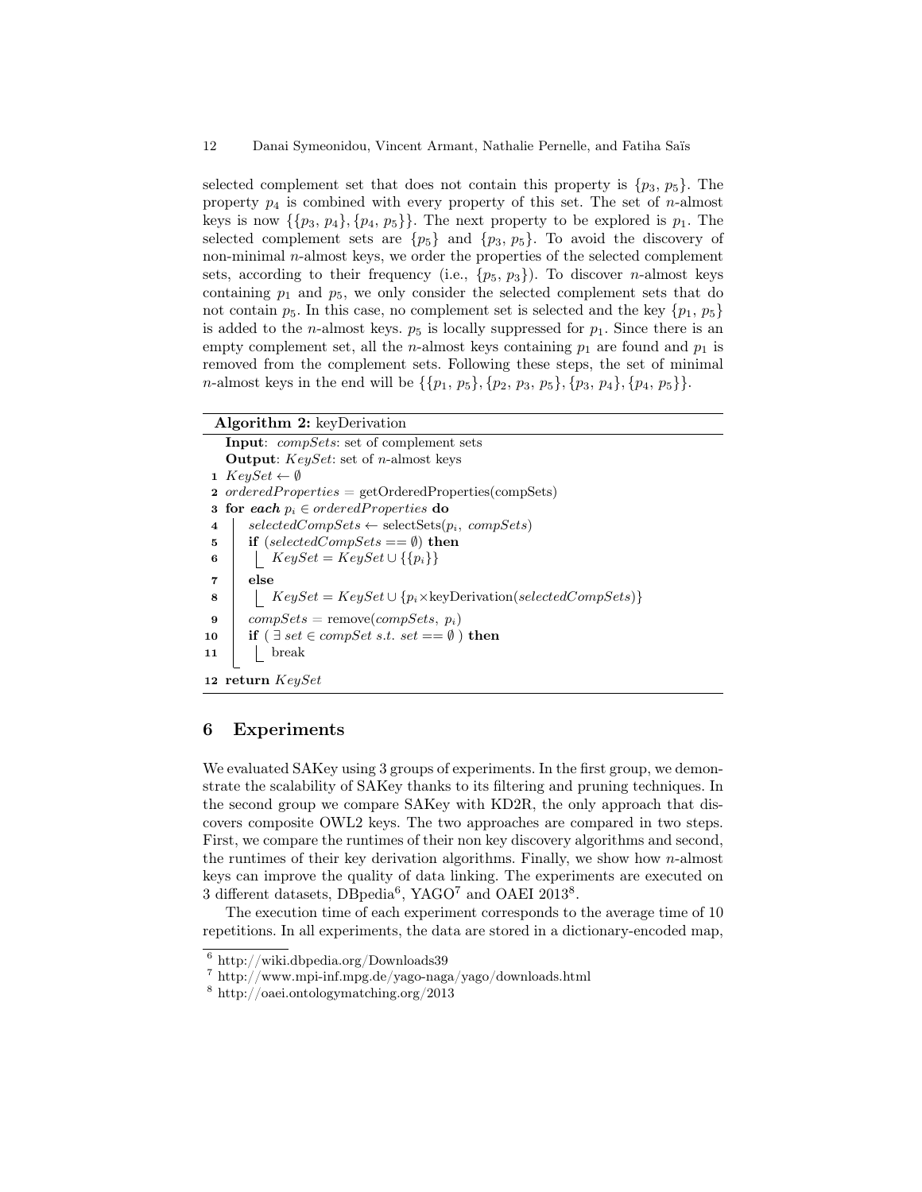selected complement set that does not contain this property is $\{p_3, p_5\}$. The property $p_4$ is combined with every property of this set. The set of $n$-almost keys is now $\{\{p_3, p_4\}, \{p_4, p_5\}\}$. The next property to be explored is $p_1$. The selected complement sets are $\{p_5\}$ and $\{p_3, p_5\}$. To avoid the discovery of non-minimal $n$-almost keys, we order the properties of the selected complement sets, according to their frequency (i.e., $\{p_5, p_3\}$). To discover $n$-almost keys containing $p_1$ and $p_5$, we only consider the selected complement sets that do not contain $p_5$. In this case, no complement set is selected and the key $\{p_1, p_5\}$ is added to the $n$-almost keys. $p_5$ is locally suppressed for $p_1$. Since there is an empty complement set, all the $n$-almost keys containing $p_1$ are found and $p_1$ is removed from the complement sets. Following these steps, the set of minimal $n$-almost keys in the end will be $\{\{p_1, p_5\}, \{p_2, p_3, p_5\}, \{p_3, p_4\}, \{p_4, p_5\}\}$.

**Algorithm 2:** keyDerivation

```
   Input: compSets: set of complement sets
   Output: KeySet: set of n-almost keys
 1 KeySet ← ∅
 2 orderedProperties = getOrderedProperties(compSets)
 3 for each p_i ∈ orderedProperties do
 4     selectedCompSets ← selectSets(p_i, compSets)
 5     if (selectedCompSets == ∅) then
 6         KeySet = KeySet ∪ {{p_i}}
 7     else
 8         KeySet = KeySet ∪ {p_i × keyDerivation(selectedCompSets)}
 9     compSets = remove(compSets, p_i)
10     if ( ∃ set ∈ compSet s.t. set == ∅ ) then
11         break
12 return KeySet
```

## 6 Experiments

We evaluated SAKey using 3 groups of experiments. In the first group, we demonstrate the scalability of SAKey thanks to its filtering and pruning techniques. In the second group we compare SAKey with KD2R, the only approach that discovers composite OWL2 keys. The two approaches are compared in two steps. First, we compare the runtimes of their non key discovery algorithms and second, the runtimes of their key derivation algorithms. Finally, we show how $n$-almost keys can improve the quality of data linking. The experiments are executed on 3 different datasets, DBpedia[6], YAGO[7] and OAEI 2013[8].

The execution time of each experiment corresponds to the average time of 10 repetitions. In all experiments, the data are stored in a dictionary-encoded map,

[6] http://wiki.dbpedia.org/Downloads39

[7] http://www.mpi-inf.mpg.de/yago-naga/yago/downloads.html

[8] http://oaei.ontologymatching.org/2013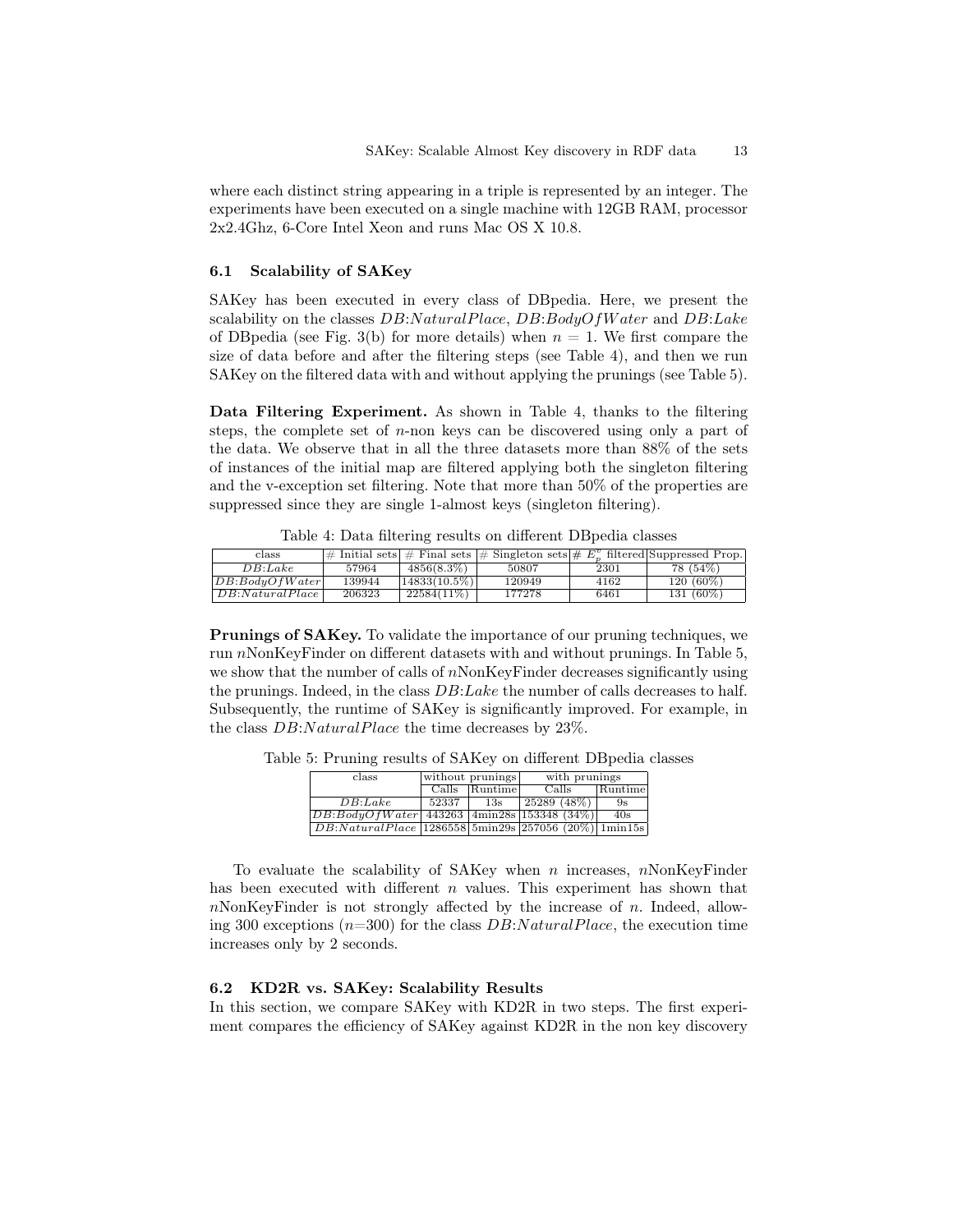where each distinct string appearing in a triple is represented by an integer. The experiments have been executed on a single machine with 12GB RAM, processor 2x2.4Ghz, 6-Core Intel Xeon and runs Mac OS X 10.8.

### 6.1 Scalability of SAKey

SAKey has been executed in every class of DBpedia. Here, we present the scalability on the classes *DB*:*NaturalPlace*, *DB*:*BodyOfWater* and *DB*:*Lake* of DBpedia (see Fig. 3(b) for more details) when $n = 1$. We first compare the size of data before and after the filtering steps (see Table 4), and then we run SAKey on the filtered data with and without applying the prunings (see Table 5).

**Data Filtering Experiment.** As shown in Table 4, thanks to the filtering steps, the complete set of $n$-non keys can be discovered using only a part of the data. We observe that in all the three datasets more than 88% of the sets of instances of the initial map are filtered applying both the singleton filtering and the v-exception set filtering. Note that more than 50% of the properties are suppressed since they are single 1-almost keys (singleton filtering).

Table 4: Data filtering results on different DBpedia classes

| class | # Initial sets | # Final sets | # Singleton sets | # $E^v_p$ filtered | Suppressed Prop. |
|---|---|---|---|---|---|
| *DB*:*Lake* | 57964 | 4856(8.3%) | 50807 | 2301 | 78 (54%) |
| *DB*:*BodyOfWater* | 139944 | 14833(10.5%) | 120949 | 4162 | 120 (60%) |
| *DB*:*NaturalPlace* | 206323 | 22584(11%) | 177278 | 6461 | 131 (60%) |

**Prunings of SAKey.** To validate the importance of our pruning techniques, we run $n$NonKeyFinder on different datasets with and without prunings. In Table 5, we show that the number of calls of $n$NonKeyFinder decreases significantly using the prunings. Indeed, in the class *DB*:*Lake* the number of calls decreases to half. Subsequently, the runtime of SAKey is significantly improved. For example, in the class *DB*:*NaturalPlace* the time decreases by 23%.

Table 5: Pruning results of SAKey on different DBpedia classes

| class | without prunings | | with prunings | |
|---|---|---|---|---|
| | Calls | Runtime | Calls | Runtime |
| *DB*:*Lake* | 52337 | 13s | 25289 (48%) | 9s |
| *DB*:*BodyOfWater* | 443263 | 4min28s | 153348 (34%) | 40s |
| *DB*:*NaturalPlace* | 1286558 | 5min29s | 257056 (20%) | 1min15s |

To evaluate the scalability of SAKey when $n$ increases, $n$NonKeyFinder has been executed with different $n$ values. This experiment has shown that $n$NonKeyFinder is not strongly affected by the increase of $n$. Indeed, allowing 300 exceptions ($n$=300) for the class *DB*:*NaturalPlace*, the execution time increases only by 2 seconds.

### 6.2 KD2R vs. SAKey: Scalability Results

In this section, we compare SAKey with KD2R in two steps. The first experiment compares the efficiency of SAKey against KD2R in the non key discovery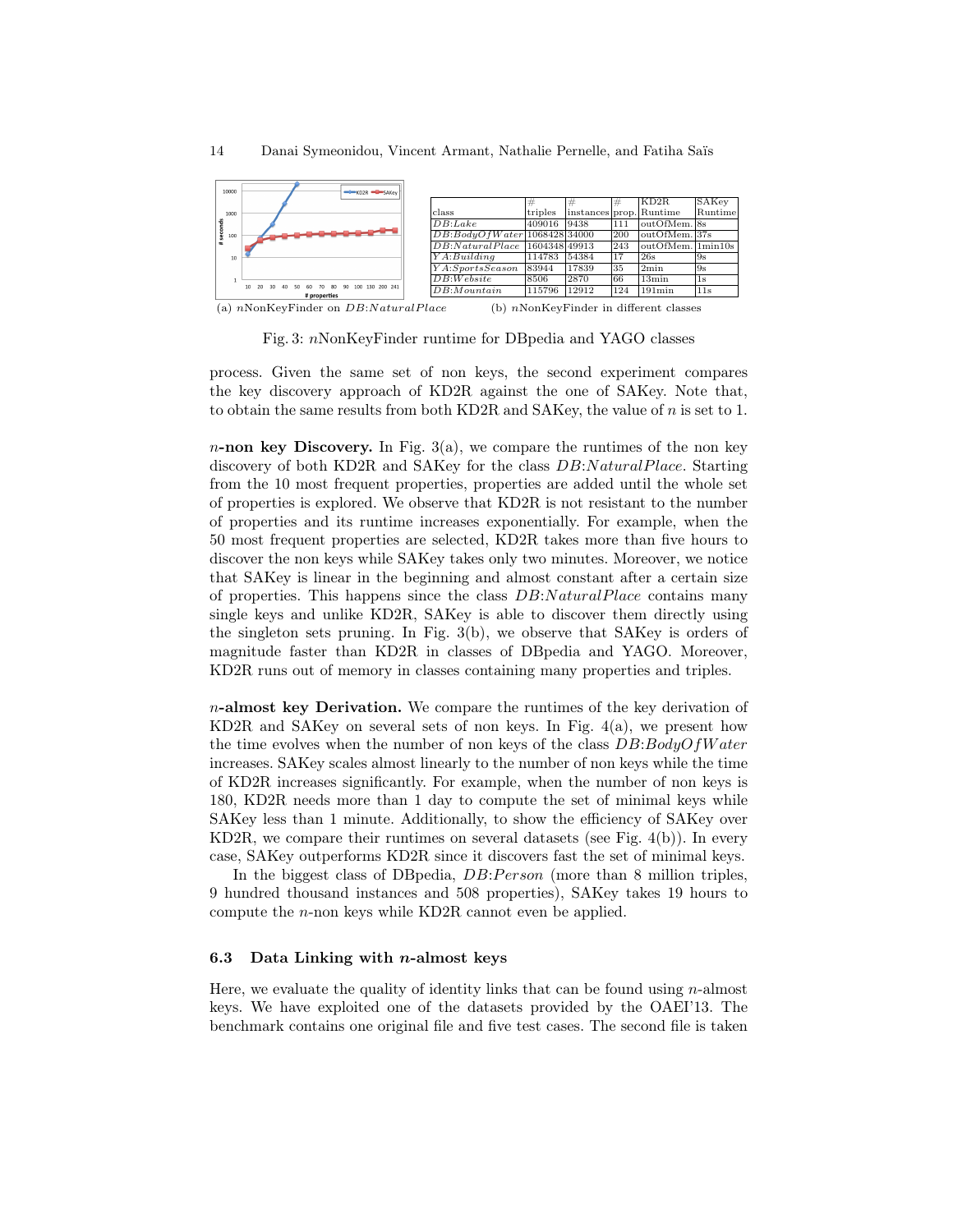10000

1000

100

10

1

# seconds

KD2R SAKey

10 20 30 40 50 60 70 80 90 100 130 200 241

# properties

(a) $n$NonKeyFinder on $DB$:$NaturalPlace$

| class | # triples | # instances | # prop. | KD2R Runtime | SAKey Runtime |
|---|---|---|---|---|---|
| $DB$:$Lake$ | 409016 | 9438 | 111 | outOfMem. | 8s |
| $DB$:$BodyOfWater$ | 1068428 | 34000 | 200 | outOfMem. | 37s |
| $DB$:$NaturalPlace$ | 1604348 | 49913 | 243 | outOfMem. | 1min10s |
| $YA$:$Building$ | 114783 | 54384 | 17 | 26s | 9s |
| $YA$:$SportsSeason$ | 83944 | 17839 | 35 | 2min | 9s |
| $DB$:$Website$ | 8506 | 2870 | 66 | 13min | 1s |
| $DB$:$Mountain$ | 115796 | 12912 | 124 | 191min | 11s |

(b) $n$NonKeyFinder in different classes

Fig. 3: $n$NonKeyFinder runtime for DBpedia and YAGO classes

process. Given the same set of non keys, the second experiment compares the key discovery approach of KD2R against the one of SAKey. Note that, to obtain the same results from both KD2R and SAKey, the value of $n$ is set to 1.

**$n$-non key Discovery.** In Fig. 3(a), we compare the runtimes of the non key discovery of both KD2R and SAKey for the class $DB$:$NaturalPlace$. Starting from the 10 most frequent properties, properties are added until the whole set of properties is explored. We observe that KD2R is not resistant to the number of properties and its runtime increases exponentially. For example, when the 50 most frequent properties are selected, KD2R takes more than five hours to discover the non keys while SAKey takes only two minutes. Moreover, we notice that SAKey is linear in the beginning and almost constant after a certain size of properties. This happens since the class $DB$:$NaturalPlace$ contains many single keys and unlike KD2R, SAKey is able to discover them directly using the singleton sets pruning. In Fig. 3(b), we observe that SAKey is orders of magnitude faster than KD2R in classes of DBpedia and YAGO. Moreover, KD2R runs out of memory in classes containing many properties and triples.

**$n$-almost key Derivation.** We compare the runtimes of the key derivation of KD2R and SAKey on several sets of non keys. In Fig. 4(a), we present how the time evolves when the number of non keys of the class $DB$:$BodyOfWater$ increases. SAKey scales almost linearly to the number of non keys while the time of KD2R increases significantly. For example, when the number of non keys is 180, KD2R needs more than 1 day to compute the set of minimal keys while SAKey less than 1 minute. Additionally, to show the efficiency of SAKey over KD2R, we compare their runtimes on several datasets (see Fig. 4(b)). In every case, SAKey outperforms KD2R since it discovers fast the set of minimal keys.

In the biggest class of DBpedia, $DB$:$Person$ (more than 8 million triples, 9 hundred thousand instances and 508 properties), SAKey takes 19 hours to compute the $n$-non keys while KD2R cannot even be applied.

### 6.3 Data Linking with $n$-almost keys

Here, we evaluate the quality of identity links that can be found using $n$-almost keys. We have exploited one of the datasets provided by the OAEI'13. The benchmark contains one original file and five test cases. The second file is taken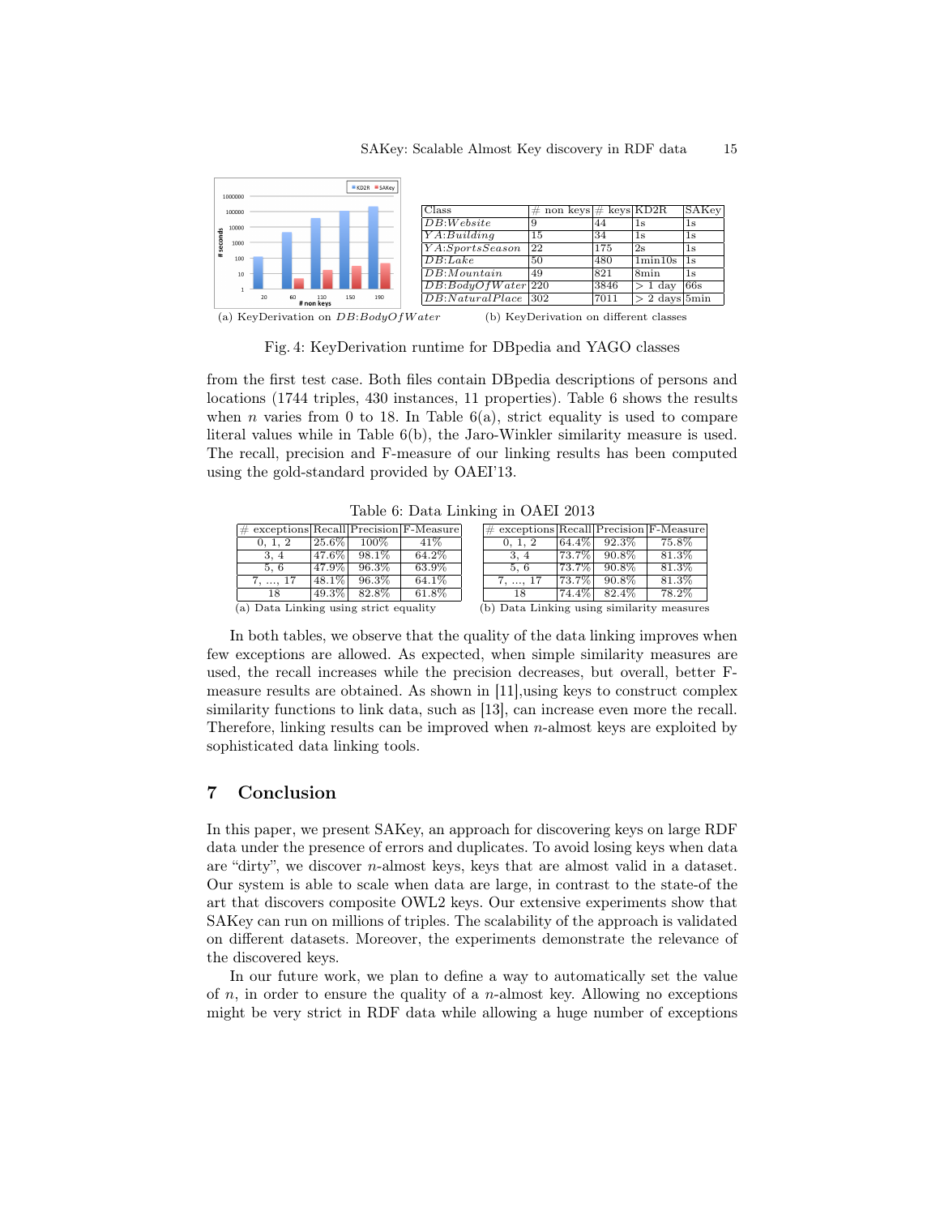1000000

100000

10000

1000

100

10

1

\# seconds

20 60 110 150 190

\# non keys

KD2R SAKey

(a) KeyDerivation on *DB:BodyOfWater*

| Class | # non keys | # keys | KD2R | SAKey |
|---|---|---|---|---|
| *DB:Website* | 9 | 44 | 1s | 1s |
| *YA:Building* | 15 | 34 | 1s | 1s |
| *YA:SportsSeason* | 22 | 175 | 2s | 1s |
| *DB:Lake* | 50 | 480 | 1min10s | 1s |
| *DB:Mountain* | 49 | 821 | 8min | 1s |
| *DB:BodyOfWater* | 220 | 3846 | > 1 day | 66s |
| *DB:NaturalPlace* | 302 | 7011 | > 2 days | 5min |

(b) KeyDerivation on different classes

Fig. 4: KeyDerivation runtime for DBpedia and YAGO classes

from the first test case. Both files contain DBpedia descriptions of persons and locations (1744 triples, 430 instances, 11 properties). Table 6 shows the results when $n$ varies from 0 to 18. In Table 6(a), strict equality is used to compare literal values while in Table 6(b), the Jaro-Winkler similarity measure is used. The recall, precision and F-measure of our linking results has been computed using the gold-standard provided by OAEI'13.

Table 6: Data Linking in OAEI 2013

| # exceptions | Recall | Precision | F-Measure |
|---|---|---|---|
| 0, 1, 2 | 25.6% | 100% | 41% |
| 3, 4 | 47.6% | 98.1% | 64.2% |
| 5, 6 | 47.9% | 96.3% | 63.9% |
| 7, ..., 17 | 48.1% | 96.3% | 64.1% |
| 18 | 49.3% | 82.8% | 61.8% |

(a) Data Linking using strict equality

| # exceptions | Recall | Precision | F-Measure |
|---|---|---|---|
| 0, 1, 2 | 64.4% | 92.3% | 75.8% |
| 3, 4 | 73.7% | 90.8% | 81.3% |
| 5, 6 | 73.7% | 90.8% | 81.3% |
| 7, ..., 17 | 73.7% | 90.8% | 81.3% |
| 18 | 74.4% | 82.4% | 78.2% |

(b) Data Linking using similarity measures

In both tables, we observe that the quality of the data linking improves when few exceptions are allowed. As expected, when simple similarity measures are used, the recall increases while the precision decreases, but overall, better F-measure results are obtained. As shown in [11],using keys to construct complex similarity functions to link data, such as [13], can increase even more the recall. Therefore, linking results can be improved when $n$-almost keys are exploited by sophisticated data linking tools.

## 7 Conclusion

In this paper, we present SAKey, an approach for discovering keys on large RDF data under the presence of errors and duplicates. To avoid losing keys when data are "dirty", we discover $n$-almost keys, keys that are almost valid in a dataset. Our system is able to scale when data are large, in contrast to the state-of the art that discovers composite OWL2 keys. Our extensive experiments show that SAKey can run on millions of triples. The scalability of the approach is validated on different datasets. Moreover, the experiments demonstrate the relevance of the discovered keys.

In our future work, we plan to define a way to automatically set the value of $n$, in order to ensure the quality of a $n$-almost key. Allowing no exceptions might be very strict in RDF data while allowing a huge number of exceptions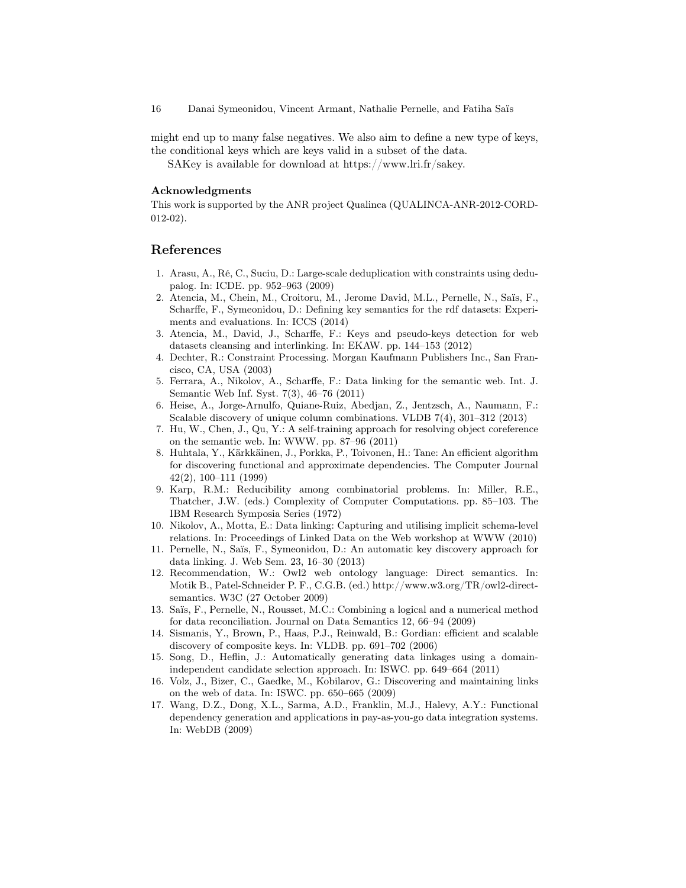might end up to many false negatives. We also aim to define a new type of keys, the conditional keys which are keys valid in a subset of the data.

SAKey is available for download at https://www.lri.fr/sakey.

**Acknowledgments**

This work is supported by the ANR project Qualinca (QUALINCA-ANR-2012-CORD-012-02).

## References

1. Arasu, A., Ré, C., Suciu, D.: Large-scale deduplication with constraints using dedupalog. In: ICDE. pp. 952–963 (2009)
2. Atencia, M., Chein, M., Croitoru, M., Jerome David, M.L., Pernelle, N., Saïs, F., Scharffe, F., Symeonidou, D.: Defining key semantics for the rdf datasets: Experiments and evaluations. In: ICCS (2014)
3. Atencia, M., David, J., Scharffe, F.: Keys and pseudo-keys detection for web datasets cleansing and interlinking. In: EKAW. pp. 144–153 (2012)
4. Dechter, R.: Constraint Processing. Morgan Kaufmann Publishers Inc., San Francisco, CA, USA (2003)
5. Ferrara, A., Nikolov, A., Scharffe, F.: Data linking for the semantic web. Int. J. Semantic Web Inf. Syst. 7(3), 46–76 (2011)
6. Heise, A., Jorge-Arnulfo, Quiane-Ruiz, Abedjan, Z., Jentzsch, A., Naumann, F.: Scalable discovery of unique column combinations. VLDB 7(4), 301–312 (2013)
7. Hu, W., Chen, J., Qu, Y.: A self-training approach for resolving object coreference on the semantic web. In: WWW. pp. 87–96 (2011)
8. Huhtala, Y., Kärkkäinen, J., Porkka, P., Toivonen, H.: Tane: An efficient algorithm for discovering functional and approximate dependencies. The Computer Journal 42(2), 100–111 (1999)
9. Karp, R.M.: Reducibility among combinatorial problems. In: Miller, R.E., Thatcher, J.W. (eds.) Complexity of Computer Computations. pp. 85–103. The IBM Research Symposia Series (1972)
10. Nikolov, A., Motta, E.: Data linking: Capturing and utilising implicit schema-level relations. In: Proceedings of Linked Data on the Web workshop at WWW (2010)
11. Pernelle, N., Saïs, F., Symeonidou, D.: An automatic key discovery approach for data linking. J. Web Sem. 23, 16–30 (2013)
12. Recommendation, W.: Owl2 web ontology language: Direct semantics. In: Motik B., Patel-Schneider P. F., C.G.B. (ed.) http://www.w3.org/TR/owl2-direct-semantics. W3C (27 October 2009)
13. Saïs, F., Pernelle, N., Rousset, M.C.: Combining a logical and a numerical method for data reconciliation. Journal on Data Semantics 12, 66–94 (2009)
14. Sismanis, Y., Brown, P., Haas, P.J., Reinwald, B.: Gordian: efficient and scalable discovery of composite keys. In: VLDB. pp. 691–702 (2006)
15. Song, D., Heflin, J.: Automatically generating data linkages using a domain-independent candidate selection approach. In: ISWC. pp. 649–664 (2011)
16. Volz, J., Bizer, C., Gaedke, M., Kobilarov, G.: Discovering and maintaining links on the web of data. In: ISWC. pp. 650–665 (2009)
17. Wang, D.Z., Dong, X.L., Sarma, A.D., Franklin, M.J., Halevy, A.Y.: Functional dependency generation and applications in pay-as-you-go data integration systems. In: WebDB (2009)